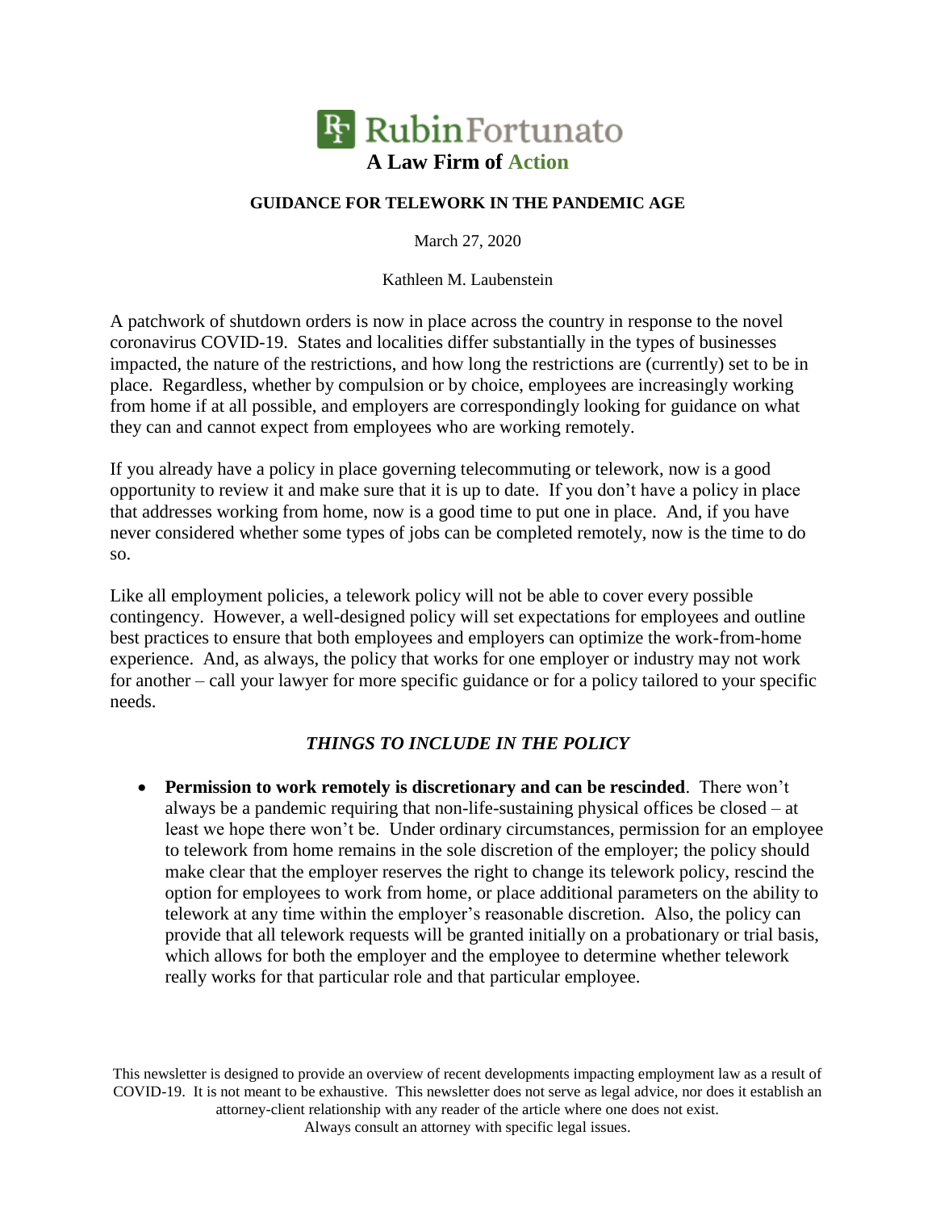**RubinFortunato**

**A Law Firm of Action**

## GUIDANCE FOR TELEWORK IN THE PANDEMIC AGE

March 27, 2020

Kathleen M. Laubenstein

A patchwork of shutdown orders is now in place across the country in response to the novel coronavirus COVID-19. States and localities differ substantially in the types of businesses impacted, the nature of the restrictions, and how long the restrictions are (currently) set to be in place. Regardless, whether by compulsion or by choice, employees are increasingly working from home if at all possible, and employers are correspondingly looking for guidance on what they can and cannot expect from employees who are working remotely.

If you already have a policy in place governing telecommuting or telework, now is a good opportunity to review it and make sure that it is up to date. If you don't have a policy in place that addresses working from home, now is a good time to put one in place. And, if you have never considered whether some types of jobs can be completed remotely, now is the time to do so.

Like all employment policies, a telework policy will not be able to cover every possible contingency. However, a well-designed policy will set expectations for employees and outline best practices to ensure that both employees and employers can optimize the work-from-home experience. And, as always, the policy that works for one employer or industry may not work for another – call your lawyer for more specific guidance or for a policy tailored to your specific needs.

### *THINGS TO INCLUDE IN THE POLICY*

- **Permission to work remotely is discretionary and can be rescinded**. There won't always be a pandemic requiring that non-life-sustaining physical offices be closed – at least we hope there won't be. Under ordinary circumstances, permission for an employee to telework from home remains in the sole discretion of the employer; the policy should make clear that the employer reserves the right to change its telework policy, rescind the option for employees to work from home, or place additional parameters on the ability to telework at any time within the employer's reasonable discretion. Also, the policy can provide that all telework requests will be granted initially on a probationary or trial basis, which allows for both the employer and the employee to determine whether telework really works for that particular role and that particular employee.

This newsletter is designed to provide an overview of recent developments impacting employment law as a result of COVID-19. It is not meant to be exhaustive. This newsletter does not serve as legal advice, nor does it establish an attorney-client relationship with any reader of the article where one does not exist. Always consult an attorney with specific legal issues.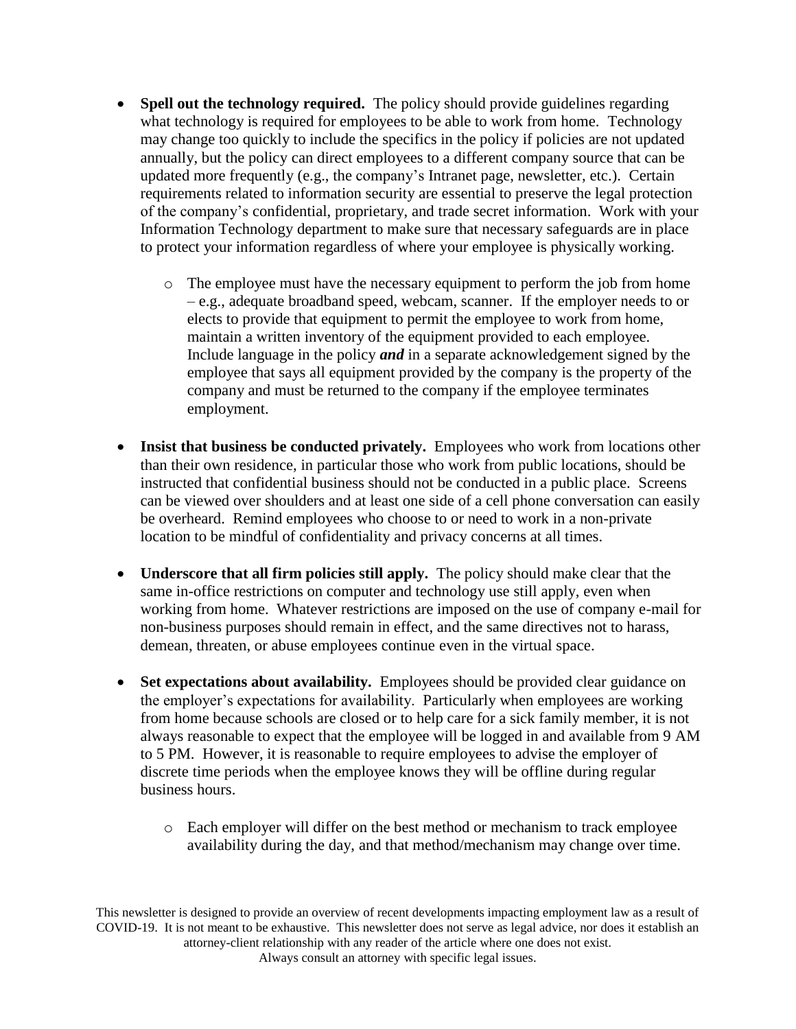- **Spell out the technology required.** The policy should provide guidelines regarding what technology is required for employees to be able to work from home. Technology may change too quickly to include the specifics in the policy if policies are not updated annually, but the policy can direct employees to a different company source that can be updated more frequently (e.g., the company's Intranet page, newsletter, etc.). Certain requirements related to information security are essential to preserve the legal protection of the company's confidential, proprietary, and trade secret information. Work with your Information Technology department to make sure that necessary safeguards are in place to protect your information regardless of where your employee is physically working.
    - The employee must have the necessary equipment to perform the job from home – e.g., adequate broadband speed, webcam, scanner. If the employer needs to or elects to provide that equipment to permit the employee to work from home, maintain a written inventory of the equipment provided to each employee. Include language in the policy ***and*** in a separate acknowledgement signed by the employee that says all equipment provided by the company is the property of the company and must be returned to the company if the employee terminates employment.
- **Insist that business be conducted privately.** Employees who work from locations other than their own residence, in particular those who work from public locations, should be instructed that confidential business should not be conducted in a public place. Screens can be viewed over shoulders and at least one side of a cell phone conversation can easily be overheard. Remind employees who choose to or need to work in a non-private location to be mindful of confidentiality and privacy concerns at all times.
- **Underscore that all firm policies still apply.** The policy should make clear that the same in-office restrictions on computer and technology use still apply, even when working from home. Whatever restrictions are imposed on the use of company e-mail for non-business purposes should remain in effect, and the same directives not to harass, demean, threaten, or abuse employees continue even in the virtual space.
- **Set expectations about availability.** Employees should be provided clear guidance on the employer's expectations for availability. Particularly when employees are working from home because schools are closed or to help care for a sick family member, it is not always reasonable to expect that the employee will be logged in and available from 9 AM to 5 PM. However, it is reasonable to require employees to advise the employer of discrete time periods when the employee knows they will be offline during regular business hours.
    - Each employer will differ on the best method or mechanism to track employee availability during the day, and that method/mechanism may change over time.

This newsletter is designed to provide an overview of recent developments impacting employment law as a result of COVID-19. It is not meant to be exhaustive. This newsletter does not serve as legal advice, nor does it establish an attorney-client relationship with any reader of the article where one does not exist. Always consult an attorney with specific legal issues.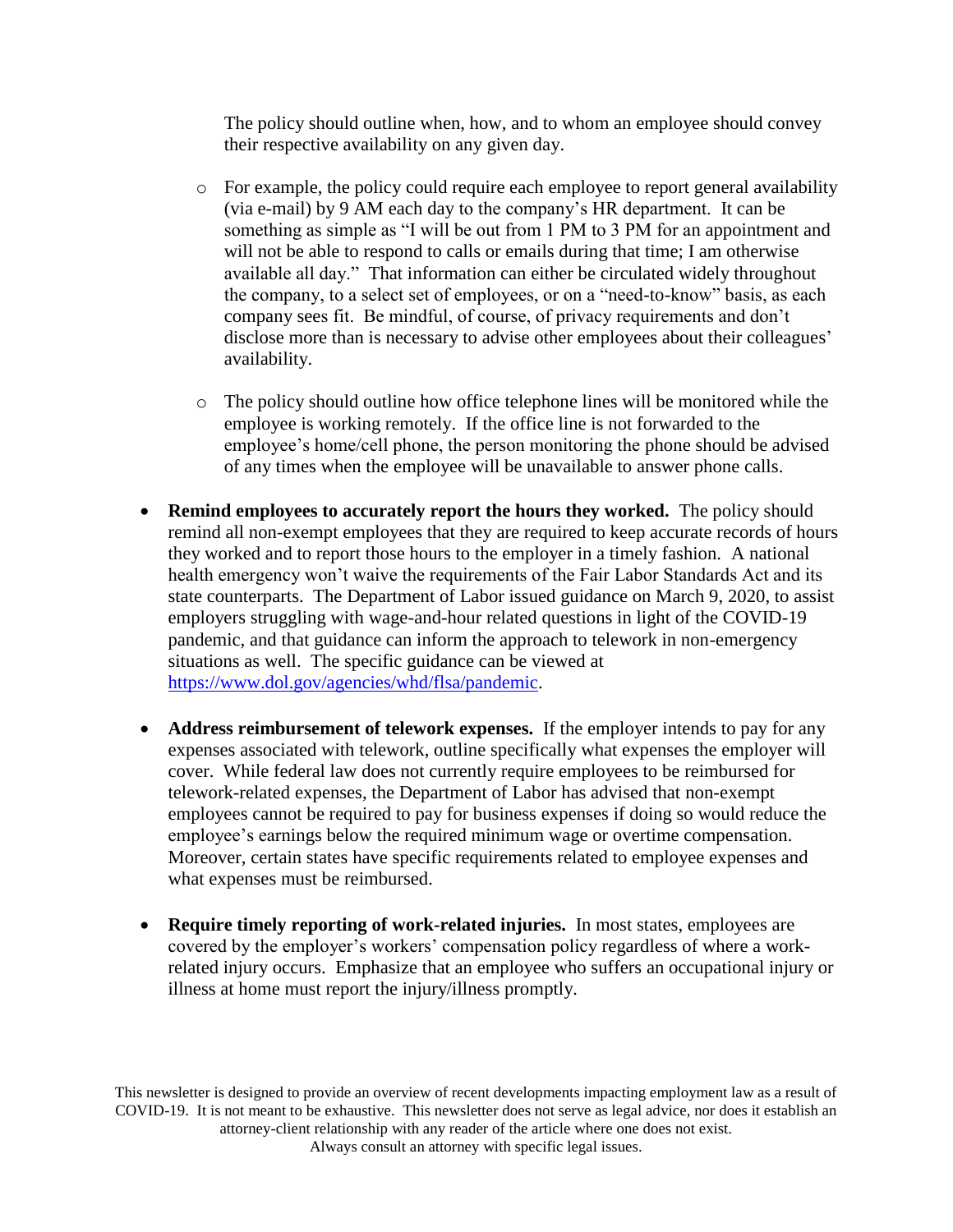The policy should outline when, how, and to whom an employee should convey their respective availability on any given day.

  - For example, the policy could require each employee to report general availability (via e-mail) by 9 AM each day to the company's HR department. It can be something as simple as "I will be out from 1 PM to 3 PM for an appointment and will not be able to respond to calls or emails during that time; I am otherwise available all day." That information can either be circulated widely throughout the company, to a select set of employees, or on a "need-to-know" basis, as each company sees fit. Be mindful, of course, of privacy requirements and don't disclose more than is necessary to advise other employees about their colleagues' availability.

  - The policy should outline how office telephone lines will be monitored while the employee is working remotely. If the office line is not forwarded to the employee's home/cell phone, the person monitoring the phone should be advised of any times when the employee will be unavailable to answer phone calls.

- **Remind employees to accurately report the hours they worked.** The policy should remind all non-exempt employees that they are required to keep accurate records of hours they worked and to report those hours to the employer in a timely fashion. A national health emergency won't waive the requirements of the Fair Labor Standards Act and its state counterparts. The Department of Labor issued guidance on March 9, 2020, to assist employers struggling with wage-and-hour related questions in light of the COVID-19 pandemic, and that guidance can inform the approach to telework in non-emergency situations as well. The specific guidance can be viewed at [https://www.dol.gov/agencies/whd/flsa/pandemic](https://www.dol.gov/agencies/whd/flsa/pandemic).

- **Address reimbursement of telework expenses.** If the employer intends to pay for any expenses associated with telework, outline specifically what expenses the employer will cover. While federal law does not currently require employees to be reimbursed for telework-related expenses, the Department of Labor has advised that non-exempt employees cannot be required to pay for business expenses if doing so would reduce the employee's earnings below the required minimum wage or overtime compensation. Moreover, certain states have specific requirements related to employee expenses and what expenses must be reimbursed.

- **Require timely reporting of work-related injuries.** In most states, employees are covered by the employer's workers' compensation policy regardless of where a work-related injury occurs. Emphasize that an employee who suffers an occupational injury or illness at home must report the injury/illness promptly.

This newsletter is designed to provide an overview of recent developments impacting employment law as a result of COVID-19. It is not meant to be exhaustive. This newsletter does not serve as legal advice, nor does it establish an attorney-client relationship with any reader of the article where one does not exist. Always consult an attorney with specific legal issues.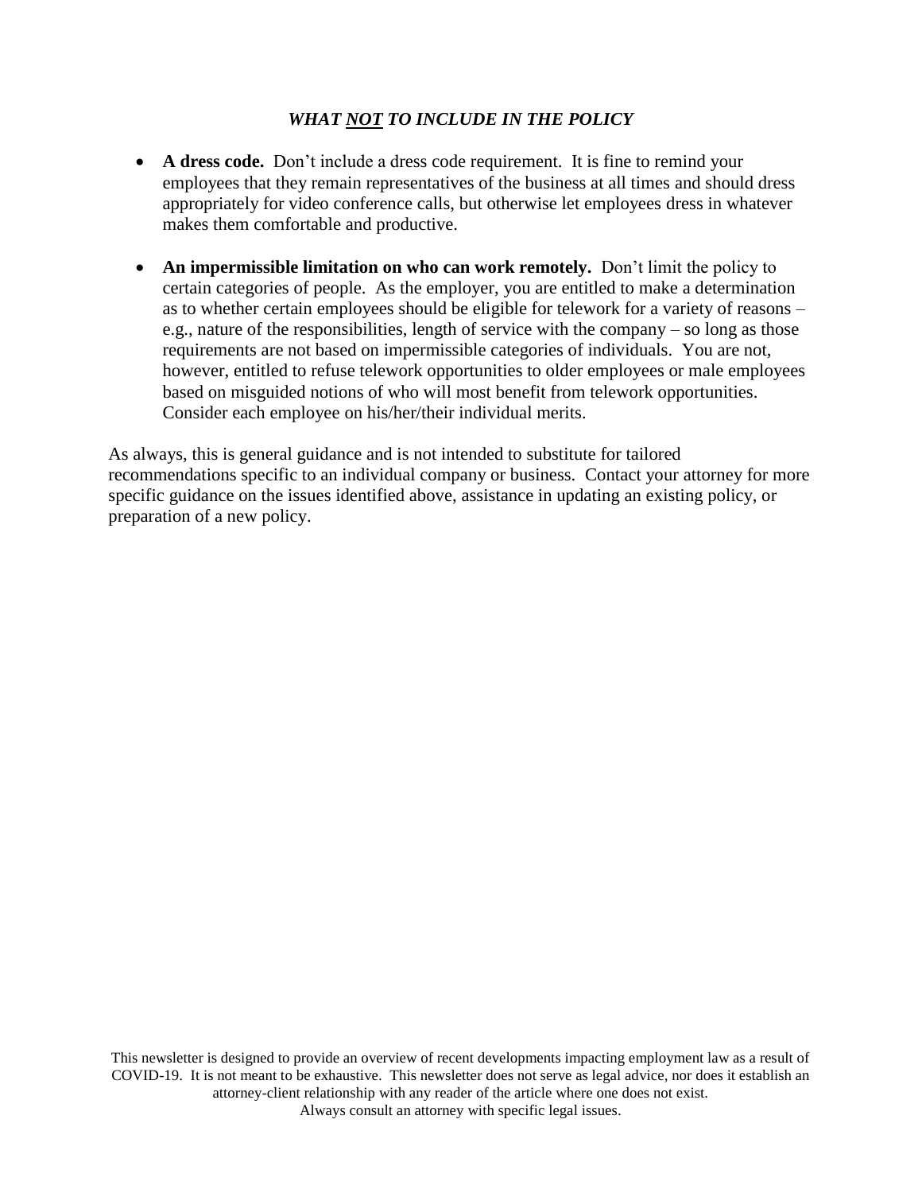### ***WHAT NOT TO INCLUDE IN THE POLICY***

- **A dress code.** Don't include a dress code requirement. It is fine to remind your employees that they remain representatives of the business at all times and should dress appropriately for video conference calls, but otherwise let employees dress in whatever makes them comfortable and productive.

- **An impermissible limitation on who can work remotely.** Don't limit the policy to certain categories of people. As the employer, you are entitled to make a determination as to whether certain employees should be eligible for telework for a variety of reasons – e.g., nature of the responsibilities, length of service with the company – so long as those requirements are not based on impermissible categories of individuals. You are not, however, entitled to refuse telework opportunities to older employees or male employees based on misguided notions of who will most benefit from telework opportunities. Consider each employee on his/her/their individual merits.

As always, this is general guidance and is not intended to substitute for tailored recommendations specific to an individual company or business. Contact your attorney for more specific guidance on the issues identified above, assistance in updating an existing policy, or preparation of a new policy.

This newsletter is designed to provide an overview of recent developments impacting employment law as a result of COVID-19. It is not meant to be exhaustive. This newsletter does not serve as legal advice, nor does it establish an attorney-client relationship with any reader of the article where one does not exist.
Always consult an attorney with specific legal issues.